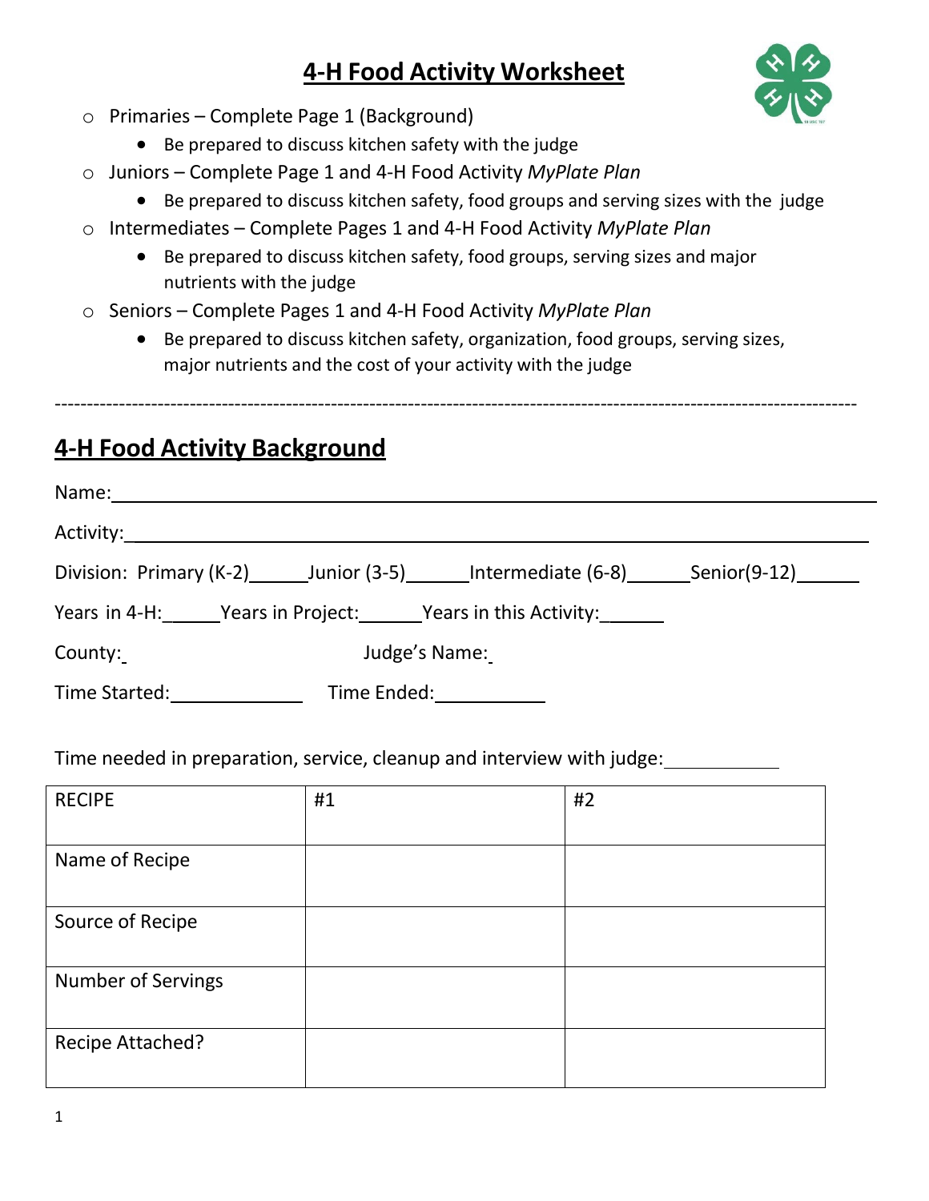# 4-H Food Activity Worksheet

- Primaries – Complete Page 1 (Background)
  - Be prepared to discuss kitchen safety with the judge
- Juniors – Complete Page 1 and 4-H Food Activity *MyPlate Plan*
  - Be prepared to discuss kitchen safety, food groups and serving sizes with the judge
- Intermediates – Complete Pages 1 and 4-H Food Activity *MyPlate Plan*
  - Be prepared to discuss kitchen safety, food groups, serving sizes and major nutrients with the judge
- Seniors – Complete Pages 1 and 4-H Food Activity *MyPlate Plan*
  - Be prepared to discuss kitchen safety, organization, food groups, serving sizes, major nutrients and the cost of your activity with the judge

---

## 4-H Food Activity Background

Name: ______________________________________________

Activity: ______________________________________________

Division: Primary (K-2)______ Junior (3-5)______ Intermediate (6-8)______ Senior(9-12)______

Years in 4-H:______ Years in Project:______ Years in this Activity:______

County: ____________ Judge's Name: ____________

Time Started: ____________ Time Ended: ____________

Time needed in preparation, service, cleanup and interview with judge: ____________

| RECIPE | #1 | #2 |
|---|---|---|
| Name of Recipe | | |
| Source of Recipe | | |
| Number of Servings | | |
| Recipe Attached? | | |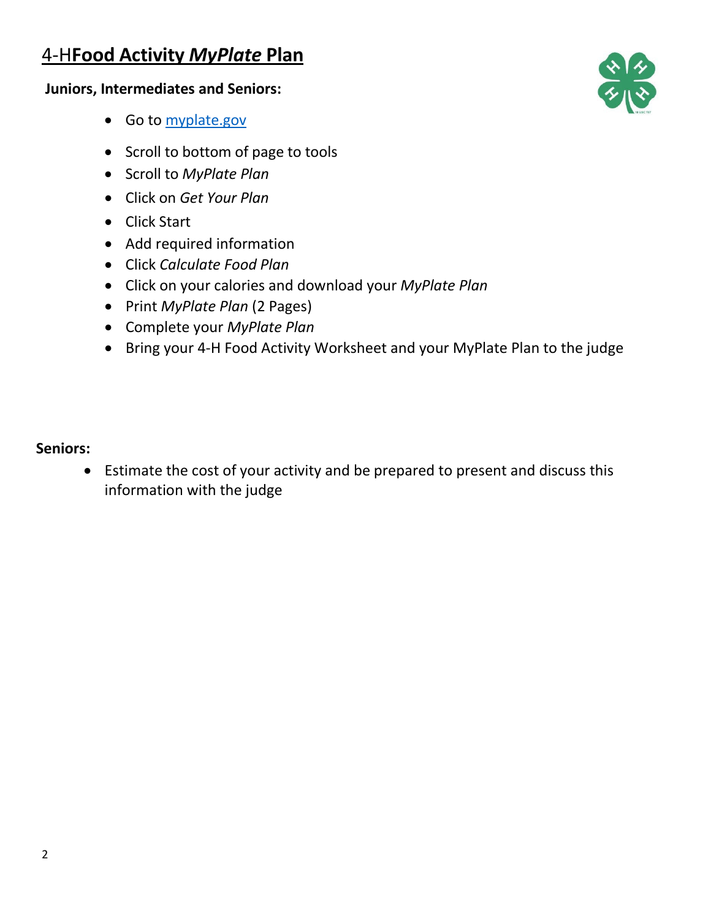# 4-H**Food Activity *MyPlate* Plan**

**Juniors, Intermediates and Seniors:**

- Go to myplate.gov
- Scroll to bottom of page to tools
- Scroll to *MyPlate Plan*
- Click on *Get Your Plan*
- Click Start
- Add required information
- Click *Calculate Food Plan*
- Click on your calories and download your *MyPlate Plan*
- Print *MyPlate Plan* (2 Pages)
- Complete your *MyPlate Plan*
- Bring your 4-H Food Activity Worksheet and your MyPlate Plan to the judge

**Seniors:**

- Estimate the cost of your activity and be prepared to present and discuss this information with the judge